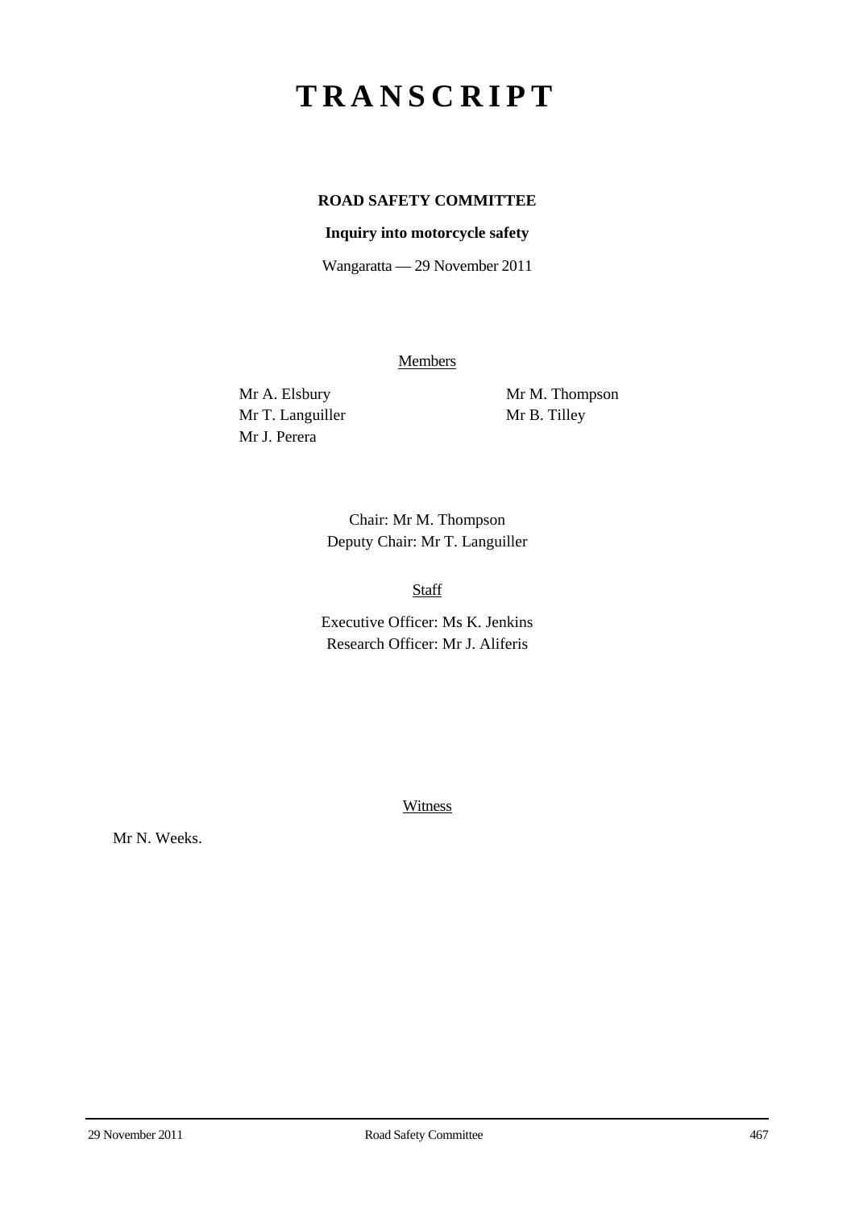# TRANSCRIPT

**ROAD SAFETY COMMITTEE**

**Inquiry into motorcycle safety**

Wangaratta — 29 November 2011

Members

Mr A. Elsbury
Mr T. Languiller
Mr J. Perera
Mr M. Thompson
Mr B. Tilley

Chair: Mr M. Thompson
Deputy Chair: Mr T. Languiller

Staff

Executive Officer: Ms K. Jenkins
Research Officer: Mr J. Aliferis

Witness

Mr N. Weeks.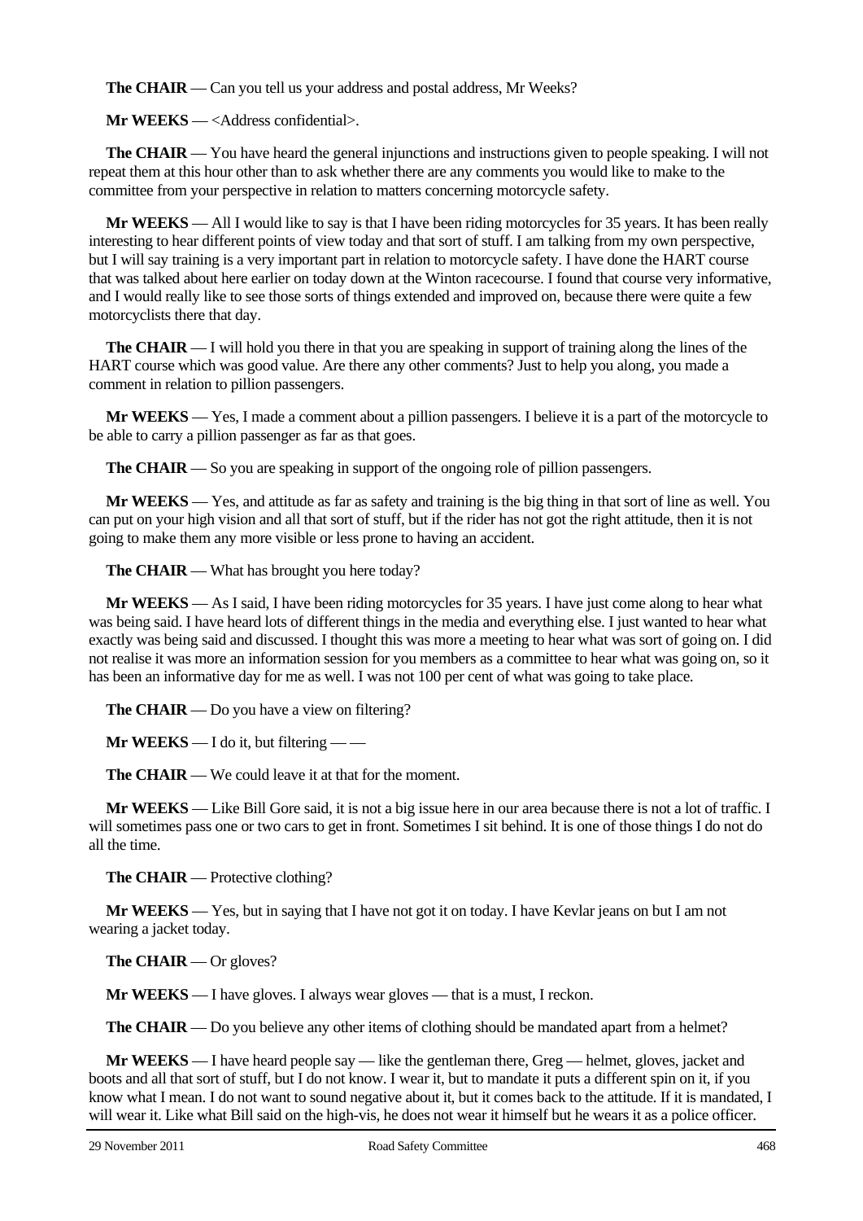**The CHAIR** — Can you tell us your address and postal address, Mr Weeks?

**Mr WEEKS** — <Address confidential>.

**The CHAIR** — You have heard the general injunctions and instructions given to people speaking. I will not repeat them at this hour other than to ask whether there are any comments you would like to make to the committee from your perspective in relation to matters concerning motorcycle safety.

**Mr WEEKS** — All I would like to say is that I have been riding motorcycles for 35 years. It has been really interesting to hear different points of view today and that sort of stuff. I am talking from my own perspective, but I will say training is a very important part in relation to motorcycle safety. I have done the HART course that was talked about here earlier on today down at the Winton racecourse. I found that course very informative, and I would really like to see those sorts of things extended and improved on, because there were quite a few motorcyclists there that day.

**The CHAIR** — I will hold you there in that you are speaking in support of training along the lines of the HART course which was good value. Are there any other comments? Just to help you along, you made a comment in relation to pillion passengers.

**Mr WEEKS** — Yes, I made a comment about a pillion passengers. I believe it is a part of the motorcycle to be able to carry a pillion passenger as far as that goes.

**The CHAIR** — So you are speaking in support of the ongoing role of pillion passengers.

**Mr WEEKS** — Yes, and attitude as far as safety and training is the big thing in that sort of line as well. You can put on your high vision and all that sort of stuff, but if the rider has not got the right attitude, then it is not going to make them any more visible or less prone to having an accident.

**The CHAIR** — What has brought you here today?

**Mr WEEKS** — As I said, I have been riding motorcycles for 35 years. I have just come along to hear what was being said. I have heard lots of different things in the media and everything else. I just wanted to hear what exactly was being said and discussed. I thought this was more a meeting to hear what was sort of going on. I did not realise it was more an information session for you members as a committee to hear what was going on, so it has been an informative day for me as well. I was not 100 per cent of what was going to take place.

**The CHAIR** — Do you have a view on filtering?

**Mr WEEKS** — I do it, but filtering — —

**The CHAIR** — We could leave it at that for the moment.

**Mr WEEKS** — Like Bill Gore said, it is not a big issue here in our area because there is not a lot of traffic. I will sometimes pass one or two cars to get in front. Sometimes I sit behind. It is one of those things I do not do all the time.

**The CHAIR** — Protective clothing?

**Mr WEEKS** — Yes, but in saying that I have not got it on today. I have Kevlar jeans on but I am not wearing a jacket today.

**The CHAIR** — Or gloves?

**Mr WEEKS** — I have gloves. I always wear gloves — that is a must, I reckon.

**The CHAIR** — Do you believe any other items of clothing should be mandated apart from a helmet?

**Mr WEEKS** — I have heard people say — like the gentleman there, Greg — helmet, gloves, jacket and boots and all that sort of stuff, but I do not know. I wear it, but to mandate it puts a different spin on it, if you know what I mean. I do not want to sound negative about it, but it comes back to the attitude. If it is mandated, I will wear it. Like what Bill said on the high-vis, he does not wear it himself but he wears it as a police officer.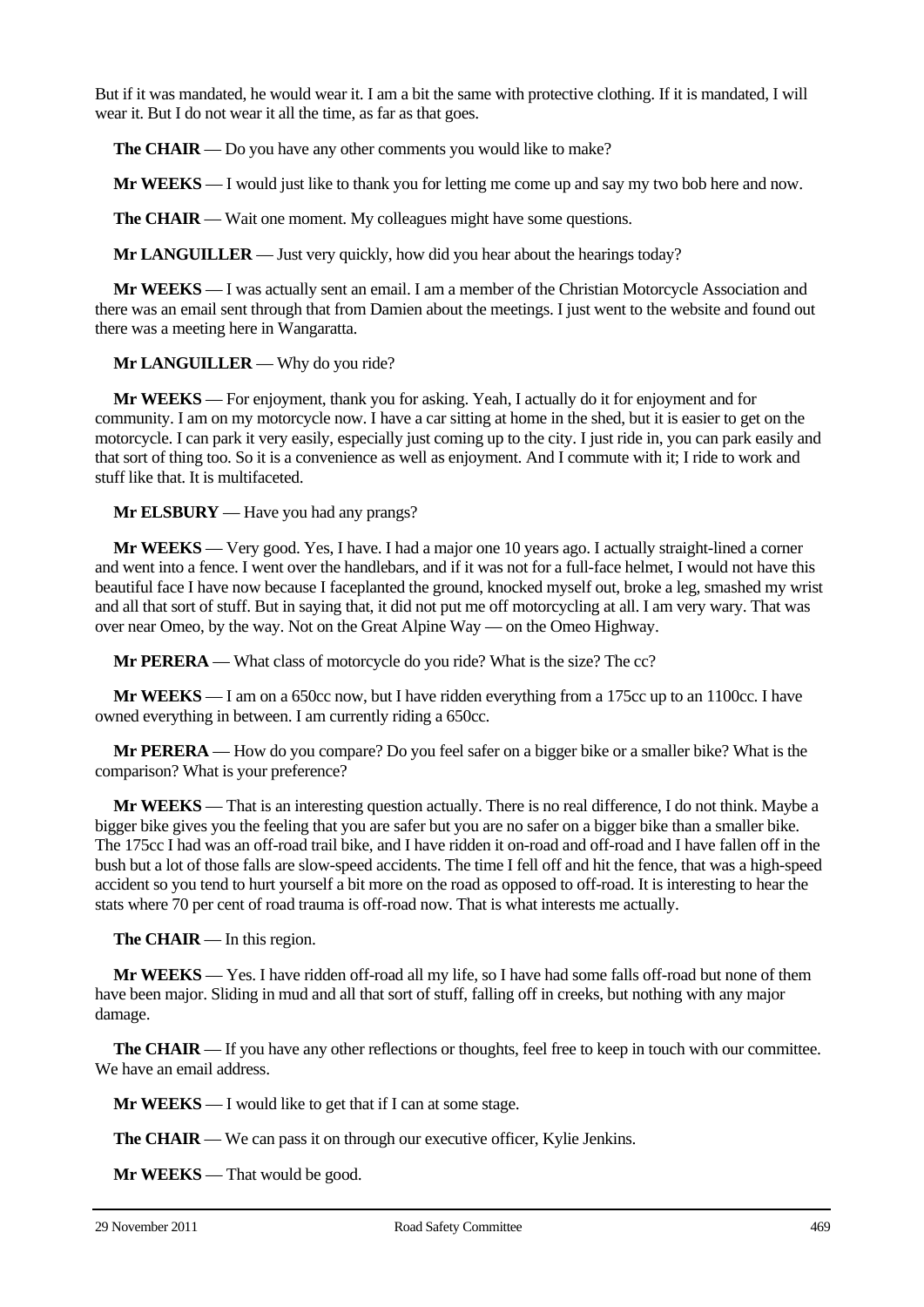But if it was mandated, he would wear it. I am a bit the same with protective clothing. If it is mandated, I will wear it. But I do not wear it all the time, as far as that goes.

**The CHAIR** — Do you have any other comments you would like to make?

**Mr WEEKS** — I would just like to thank you for letting me come up and say my two bob here and now.

**The CHAIR** — Wait one moment. My colleagues might have some questions.

**Mr LANGUILLER** — Just very quickly, how did you hear about the hearings today?

**Mr WEEKS** — I was actually sent an email. I am a member of the Christian Motorcycle Association and there was an email sent through that from Damien about the meetings. I just went to the website and found out there was a meeting here in Wangaratta.

**Mr LANGUILLER** — Why do you ride?

**Mr WEEKS** — For enjoyment, thank you for asking. Yeah, I actually do it for enjoyment and for community. I am on my motorcycle now. I have a car sitting at home in the shed, but it is easier to get on the motorcycle. I can park it very easily, especially just coming up to the city. I just ride in, you can park easily and that sort of thing too. So it is a convenience as well as enjoyment. And I commute with it; I ride to work and stuff like that. It is multifaceted.

**Mr ELSBURY** — Have you had any prangs?

**Mr WEEKS** — Very good. Yes, I have. I had a major one 10 years ago. I actually straight-lined a corner and went into a fence. I went over the handlebars, and if it was not for a full-face helmet, I would not have this beautiful face I have now because I faceplanted the ground, knocked myself out, broke a leg, smashed my wrist and all that sort of stuff. But in saying that, it did not put me off motorcycling at all. I am very wary. That was over near Omeo, by the way. Not on the Great Alpine Way — on the Omeo Highway.

**Mr PERERA** — What class of motorcycle do you ride? What is the size? The cc?

**Mr WEEKS** — I am on a 650cc now, but I have ridden everything from a 175cc up to an 1100cc. I have owned everything in between. I am currently riding a 650cc.

**Mr PERERA** — How do you compare? Do you feel safer on a bigger bike or a smaller bike? What is the comparison? What is your preference?

**Mr WEEKS** — That is an interesting question actually. There is no real difference, I do not think. Maybe a bigger bike gives you the feeling that you are safer but you are no safer on a bigger bike than a smaller bike. The 175cc I had was an off-road trail bike, and I have ridden it on-road and off-road and I have fallen off in the bush but a lot of those falls are slow-speed accidents. The time I fell off and hit the fence, that was a high-speed accident so you tend to hurt yourself a bit more on the road as opposed to off-road. It is interesting to hear the stats where 70 per cent of road trauma is off-road now. That is what interests me actually.

**The CHAIR** — In this region.

**Mr WEEKS** — Yes. I have ridden off-road all my life, so I have had some falls off-road but none of them have been major. Sliding in mud and all that sort of stuff, falling off in creeks, but nothing with any major damage.

**The CHAIR** — If you have any other reflections or thoughts, feel free to keep in touch with our committee. We have an email address.

**Mr WEEKS** — I would like to get that if I can at some stage.

**The CHAIR** — We can pass it on through our executive officer, Kylie Jenkins.

**Mr WEEKS** — That would be good.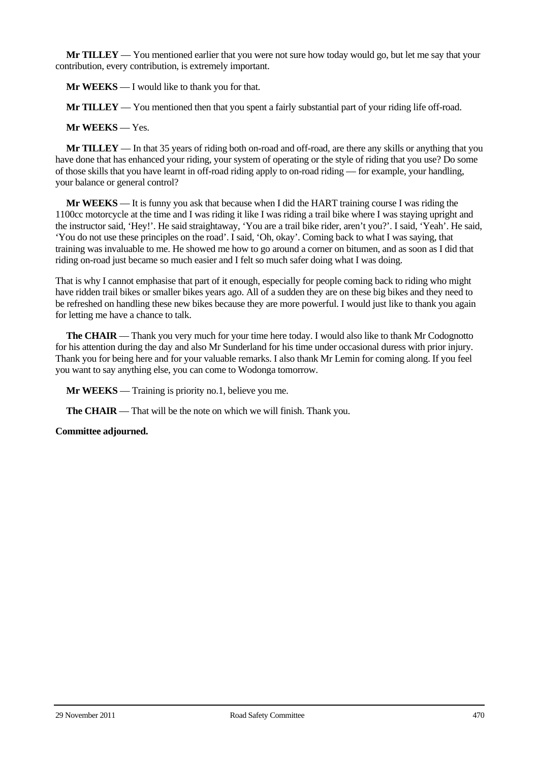**Mr TILLEY** — You mentioned earlier that you were not sure how today would go, but let me say that your contribution, every contribution, is extremely important.

**Mr WEEKS** — I would like to thank you for that.

**Mr TILLEY** — You mentioned then that you spent a fairly substantial part of your riding life off-road.

**Mr WEEKS** — Yes.

**Mr TILLEY** — In that 35 years of riding both on-road and off-road, are there any skills or anything that you have done that has enhanced your riding, your system of operating or the style of riding that you use? Do some of those skills that you have learnt in off-road riding apply to on-road riding — for example, your handling, your balance or general control?

**Mr WEEKS** — It is funny you ask that because when I did the HART training course I was riding the 1100cc motorcycle at the time and I was riding it like I was riding a trail bike where I was staying upright and the instructor said, 'Hey!'. He said straightaway, 'You are a trail bike rider, aren't you?'. I said, 'Yeah'. He said, 'You do not use these principles on the road'. I said, 'Oh, okay'. Coming back to what I was saying, that training was invaluable to me. He showed me how to go around a corner on bitumen, and as soon as I did that riding on-road just became so much easier and I felt so much safer doing what I was doing.

That is why I cannot emphasise that part of it enough, especially for people coming back to riding who might have ridden trail bikes or smaller bikes years ago. All of a sudden they are on these big bikes and they need to be refreshed on handling these new bikes because they are more powerful. I would just like to thank you again for letting me have a chance to talk.

**The CHAIR** — Thank you very much for your time here today. I would also like to thank Mr Codognotto for his attention during the day and also Mr Sunderland for his time under occasional duress with prior injury. Thank you for being here and for your valuable remarks. I also thank Mr Lemin for coming along. If you feel you want to say anything else, you can come to Wodonga tomorrow.

**Mr WEEKS** — Training is priority no.1, believe you me.

**The CHAIR** — That will be the note on which we will finish. Thank you.

**Committee adjourned.**